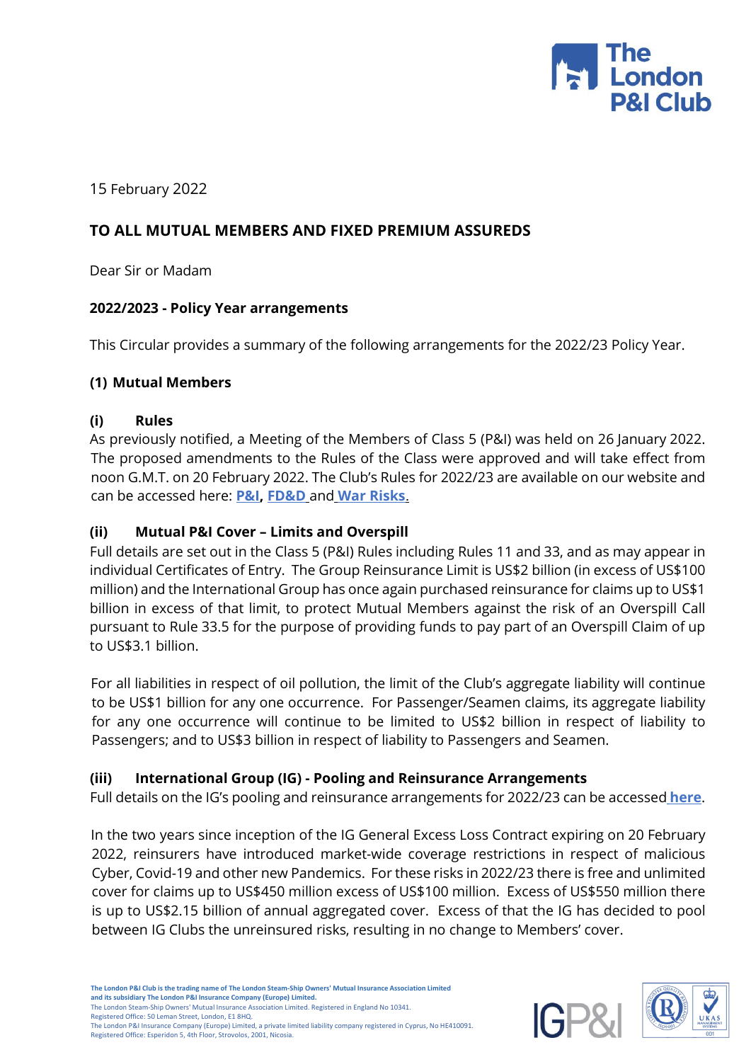15 February 2022

**TO ALL MUTUAL MEMBERS AND FIXED PREMIUM ASSUREDS**

Dear Sir or Madam

**2022/2023 - Policy Year arrangements**

This Circular provides a summary of the following arrangements for the 2022/23 Policy Year.

**(1) Mutual Members**

**(i) Rules**

As previously notified, a Meeting of the Members of Class 5 (P&I) was held on 26 January 2022. The proposed amendments to the Rules of the Class were approved and will take effect from noon G.M.T. on 20 February 2022. The Club's Rules for 2022/23 are available on our website and can be accessed here: **P&I**, **FD&D** and **War Risks**.

**(ii) Mutual P&I Cover – Limits and Overspill**

Full details are set out in the Class 5 (P&I) Rules including Rules 11 and 33, and as may appear in individual Certificates of Entry. The Group Reinsurance Limit is US$2 billion (in excess of US$100 million) and the International Group has once again purchased reinsurance for claims up to US$1 billion in excess of that limit, to protect Mutual Members against the risk of an Overspill Call pursuant to Rule 33.5 for the purpose of providing funds to pay part of an Overspill Claim of up to US$3.1 billion.

For all liabilities in respect of oil pollution, the limit of the Club's aggregate liability will continue to be US$1 billion for any one occurrence. For Passenger/Seamen claims, its aggregate liability for any one occurrence will continue to be limited to US$2 billion in respect of liability to Passengers; and to US$3 billion in respect of liability to Passengers and Seamen.

**(iii) International Group (IG) - Pooling and Reinsurance Arrangements**

Full details on the IG's pooling and reinsurance arrangements for 2022/23 can be accessed **here**.

In the two years since inception of the IG General Excess Loss Contract expiring on 20 February 2022, reinsurers have introduced market-wide coverage restrictions in respect of malicious Cyber, Covid-19 and other new Pandemics. For these risks in 2022/23 there is free and unlimited cover for claims up to US$450 million excess of US$100 million. Excess of US$550 million there is up to US$2.15 billion of annual aggregated cover. Excess of that the IG has decided to pool between IG Clubs the unreinsured risks, resulting in no change to Members' cover.

**The London P&I Club is the trading name of The London Steam-Ship Owners' Mutual Insurance Association Limited and its subsidiary The London P&I Insurance Company (Europe) Limited.**
The London Steam-Ship Owners' Mutual Insurance Association Limited. Registered in England No 10341.
Registered Office: 50 Leman Street, London, E1 8HQ.
The London P&I Insurance Company (Europe) Limited, a private limited liability company registered in Cyprus, No HE410091.
Registered Office: Esperidon 5, 4th Floor, Strovolos, 2001, Nicosia.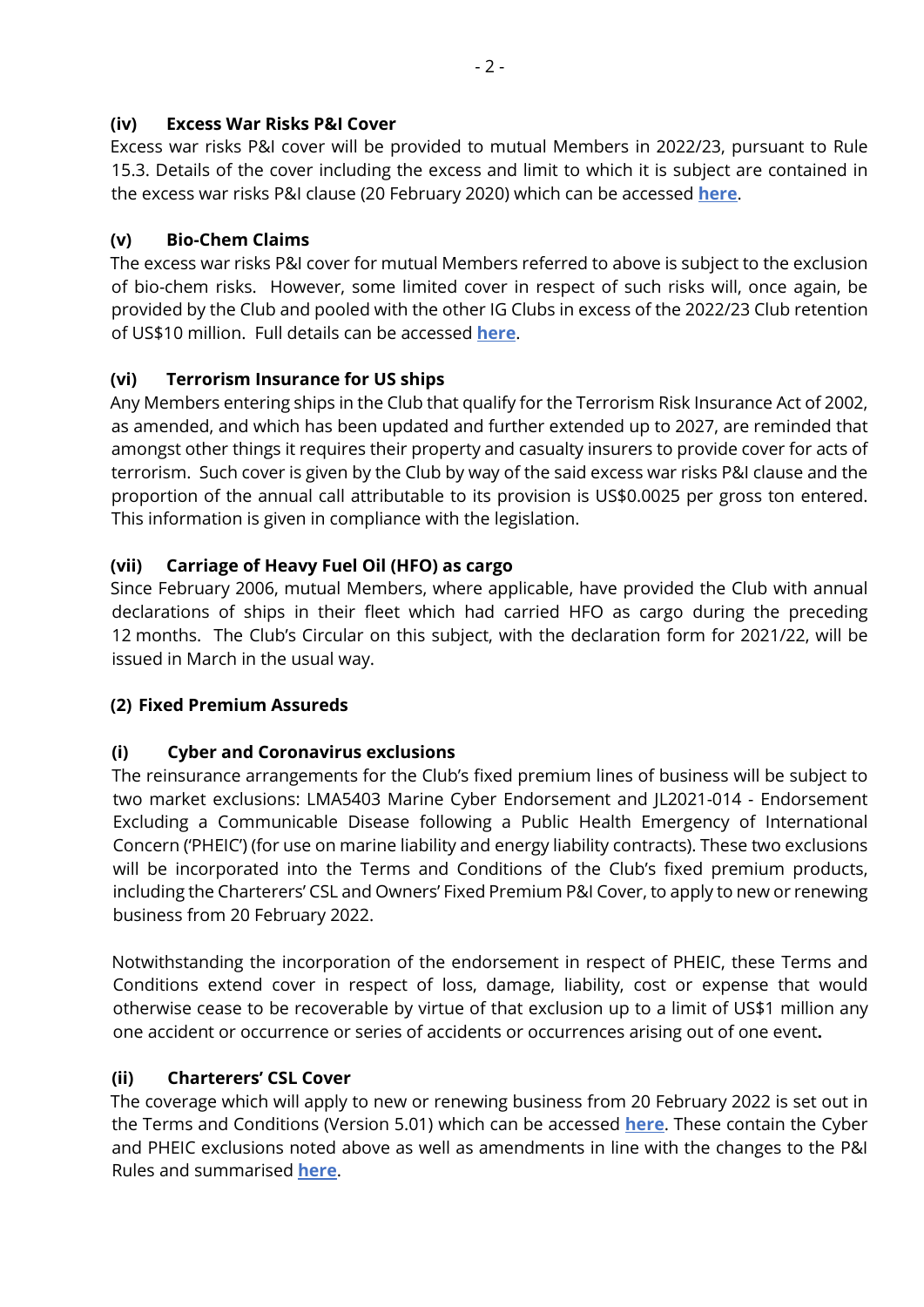### (iv) Excess War Risks P&I Cover

Excess war risks P&I cover will be provided to mutual Members in 2022/23, pursuant to Rule 15.3. Details of the cover including the excess and limit to which it is subject are contained in the excess war risks P&I clause (20 February 2020) which can be accessed **here**.

### (v) Bio-Chem Claims

The excess war risks P&I cover for mutual Members referred to above is subject to the exclusion of bio-chem risks. However, some limited cover in respect of such risks will, once again, be provided by the Club and pooled with the other IG Clubs in excess of the 2022/23 Club retention of US$10 million. Full details can be accessed **here**.

### (vi) Terrorism Insurance for US ships

Any Members entering ships in the Club that qualify for the Terrorism Risk Insurance Act of 2002, as amended, and which has been updated and further extended up to 2027, are reminded that amongst other things it requires their property and casualty insurers to provide cover for acts of terrorism. Such cover is given by the Club by way of the said excess war risks P&I clause and the proportion of the annual call attributable to its provision is US$0.0025 per gross ton entered. This information is given in compliance with the legislation.

### (vii) Carriage of Heavy Fuel Oil (HFO) as cargo

Since February 2006, mutual Members, where applicable, have provided the Club with annual declarations of ships in their fleet which had carried HFO as cargo during the preceding 12 months. The Club's Circular on this subject, with the declaration form for 2021/22, will be issued in March in the usual way.

## (2) Fixed Premium Assureds

### (i) Cyber and Coronavirus exclusions

The reinsurance arrangements for the Club's fixed premium lines of business will be subject to two market exclusions: LMA5403 Marine Cyber Endorsement and JL2021-014 - Endorsement Excluding a Communicable Disease following a Public Health Emergency of International Concern ('PHEIC') (for use on marine liability and energy liability contracts). These two exclusions will be incorporated into the Terms and Conditions of the Club's fixed premium products, including the Charterers' CSL and Owners' Fixed Premium P&I Cover, to apply to new or renewing business from 20 February 2022.

Notwithstanding the incorporation of the endorsement in respect of PHEIC, these Terms and Conditions extend cover in respect of loss, damage, liability, cost or expense that would otherwise cease to be recoverable by virtue of that exclusion up to a limit of US$1 million any one accident or occurrence or series of accidents or occurrences arising out of one event**.**

### (ii) Charterers' CSL Cover

The coverage which will apply to new or renewing business from 20 February 2022 is set out in the Terms and Conditions (Version 5.01) which can be accessed **here**. These contain the Cyber and PHEIC exclusions noted above as well as amendments in line with the changes to the P&I Rules and summarised **here**.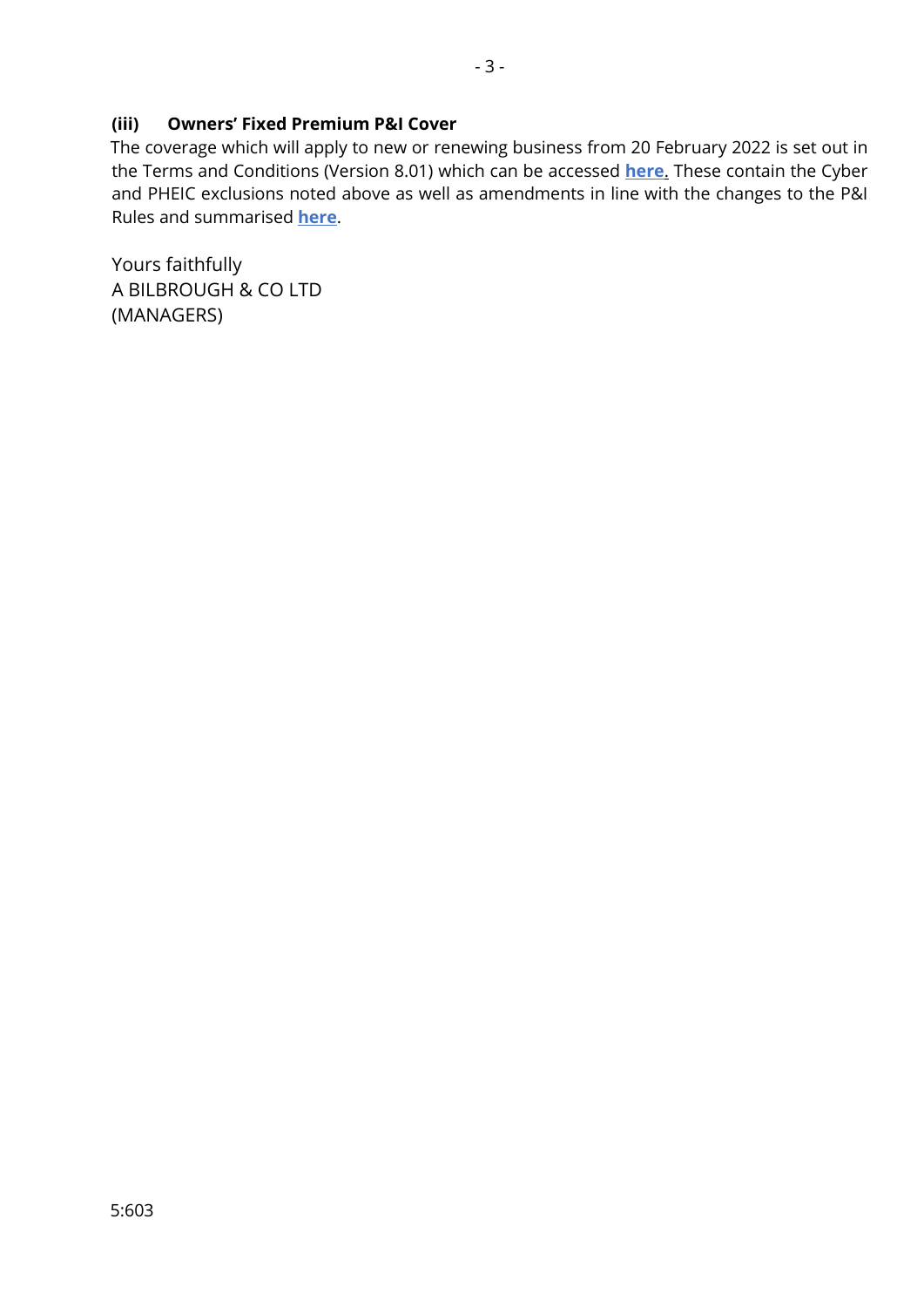### (iii) Owners' Fixed Premium P&I Cover

The coverage which will apply to new or renewing business from 20 February 2022 is set out in the Terms and Conditions (Version 8.01) which can be accessed **here**. These contain the Cyber and PHEIC exclusions noted above as well as amendments in line with the changes to the P&I Rules and summarised **here**.

Yours faithfully
A BILBROUGH & CO LTD
(MANAGERS)

5:603